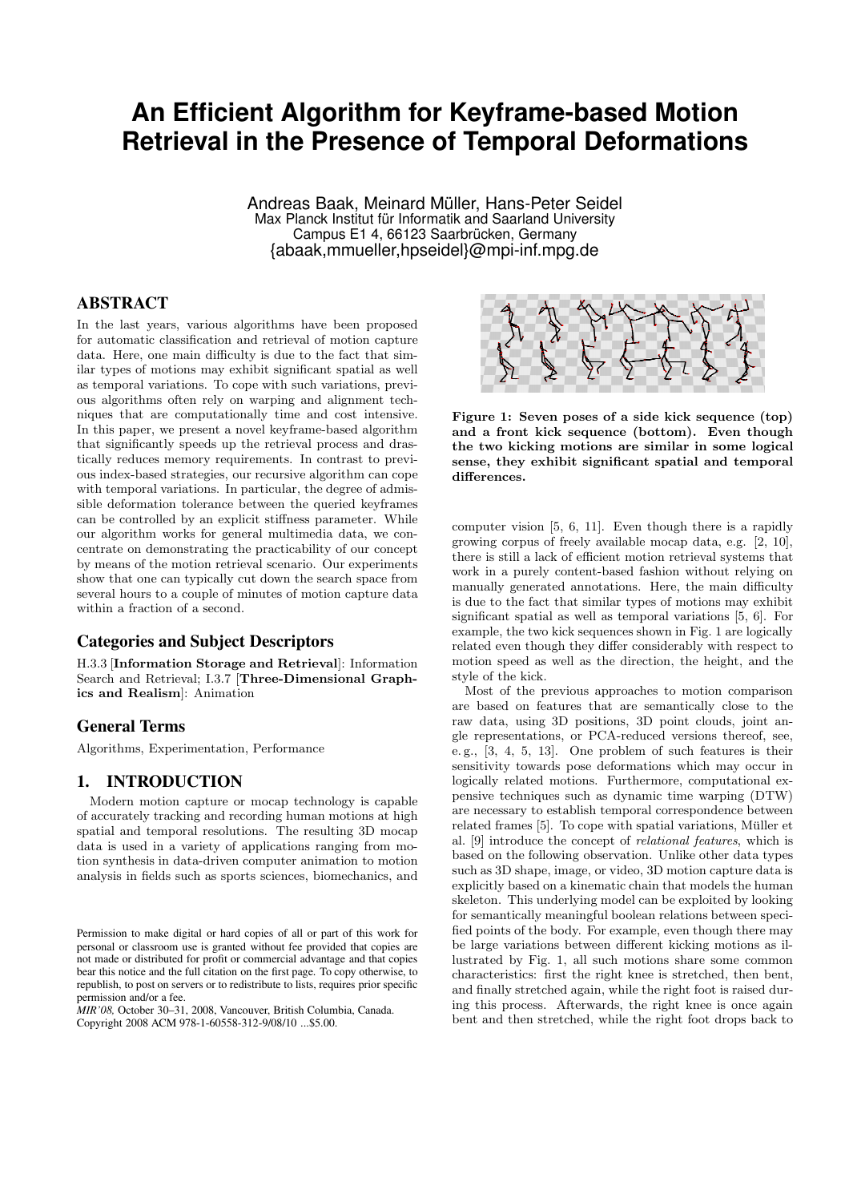# An Efficient Algorithm for Keyframe-based Motion Retrieval in the Presence of Temporal Deformations

Andreas Baak, Meinard Müller, Hans-Peter Seidel
Max Planck Institut für Informatik and Saarland University
Campus E1 4, 66123 Saarbrücken, Germany
{abaak,mmueller,hpseidel}@mpi-inf.mpg.de

## ABSTRACT

In the last years, various algorithms have been proposed for automatic classification and retrieval of motion capture data. Here, one main difficulty is due to the fact that similar types of motions may exhibit significant spatial as well as temporal variations. To cope with such variations, previous algorithms often rely on warping and alignment techniques that are computationally time and cost intensive. In this paper, we present a novel keyframe-based algorithm that significantly speeds up the retrieval process and drastically reduces memory requirements. In contrast to previous index-based strategies, our recursive algorithm can cope with temporal variations. In particular, the degree of admissible deformation tolerance between the queried keyframes can be controlled by an explicit stiffness parameter. While our algorithm works for general multimedia data, we concentrate on demonstrating the practicability of our concept by means of the motion retrieval scenario. Our experiments show that one can typically cut down the search space from several hours to a couple of minutes of motion capture data within a fraction of a second.

## Categories and Subject Descriptors

H.3.3 [**Information Storage and Retrieval**]: Information Search and Retrieval; I.3.7 [**Three-Dimensional Graphics and Realism**]: Animation

## General Terms

Algorithms, Experimentation, Performance

## 1. INTRODUCTION

Modern motion capture or mocap technology is capable of accurately tracking and recording human motions at high spatial and temporal resolutions. The resulting 3D mocap data is used in a variety of applications ranging from motion synthesis in data-driven computer animation to motion analysis in fields such as sports sciences, biomechanics, and computer vision [5, 6, 11]. Even though there is a rapidly growing corpus of freely available mocap data, e.g. [2, 10], there is still a lack of efficient motion retrieval systems that work in a purely content-based fashion without relying on manually generated annotations. Here, the main difficulty is due to the fact that similar types of motions may exhibit significant spatial as well as temporal variations [5, 6]. For example, the two kick sequences shown in Fig. 1 are logically related even though they differ considerably with respect to motion speed as well as the direction, the height, and the style of the kick.

Most of the previous approaches to motion comparison are based on features that are semantically close to the raw data, using 3D positions, 3D point clouds, joint angle representations, or PCA-reduced versions thereof, see, e. g., [3, 4, 5, 13]. One problem of such features is their sensitivity towards pose deformations which may occur in logically related motions. Furthermore, computational expensive techniques such as dynamic time warping (DTW) are necessary to establish temporal correspondence between related frames [5]. To cope with spatial variations, Müller et al. [9] introduce the concept of *relational features*, which is based on the following observation. Unlike other data types such as 3D shape, image, or video, 3D motion capture data is explicitly based on a kinematic chain that models the human skeleton. This underlying model can be exploited by looking for semantically meaningful boolean relations between specified points of the body. For example, even though there may be large variations between different kicking motions as illustrated by Fig. 1, all such motions share some common characteristics: first the right knee is stretched, then bent, and finally stretched again, while the right foot is raised during this process. Afterwards, the right knee is once again bent and then stretched, while the right foot drops back to

**Figure 1: Seven poses of a side kick sequence (top) and a front kick sequence (bottom). Even though the two kicking motions are similar in some logical sense, they exhibit significant spatial and temporal differences.**

Permission to make digital or hard copies of all or part of this work for personal or classroom use is granted without fee provided that copies are not made or distributed for profit or commercial advantage and that copies bear this notice and the full citation on the first page. To copy otherwise, to republish, to post on servers or to redistribute to lists, requires prior specific permission and/or a fee.
*MIR'08,* October 30–31, 2008, Vancouver, British Columbia, Canada.
Copyright 2008 ACM 978-1-60558-312-9/08/10 ...$5.00.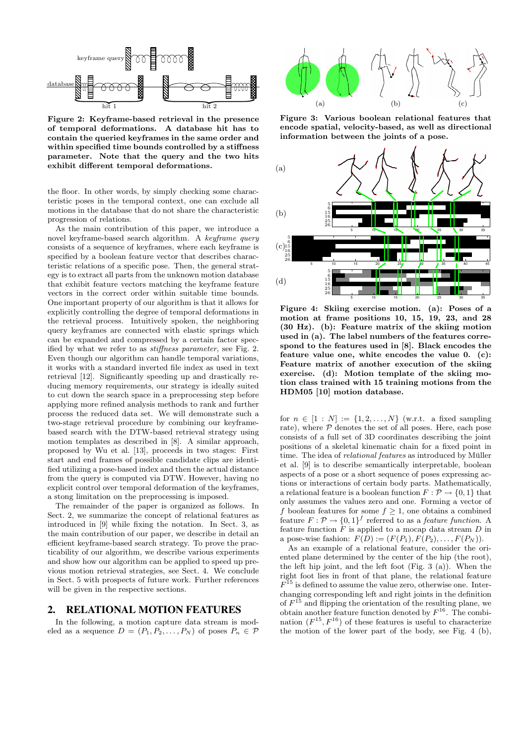keyframe query

database

hit 1

hit 2

**Figure 2: Keyframe-based retrieval in the presence of temporal deformations. A database hit has to contain the queried keyframes in the same order and within specified time bounds controlled by a stiffness parameter. Note that the query and the two hits exhibit different temporal deformations.**

the floor. In other words, by simply checking some characteristic poses in the temporal context, one can exclude all motions in the database that do not share the characteristic progression of relations.

As the main contribution of this paper, we introduce a novel keyframe-based search algorithm. A *keyframe query* consists of a sequence of keyframes, where each keyframe is specified by a boolean feature vector that describes characteristic relations of a specific pose. Then, the general strategy is to extract all parts from the unknown motion database that exhibit feature vectors matching the keyframe feature vectors in the correct order within suitable time bounds. One important property of our algorithm is that it allows for explicitly controlling the degree of temporal deformations in the retrieval process. Intuitively spoken, the neighboring query keyframes are connected with elastic springs which can be expanded and compressed by a certain factor specified by what we refer to as *stiffness parameter*, see Fig. 2. Even though our algorithm can handle temporal variations, it works with a standard inverted file index as used in text retrieval [12]. Significantly speeding up and drastically reducing memory requirements, our strategy is ideally suited to cut down the search space in a preprocessing step before applying more refined analysis methods to rank and further process the reduced data set. We will demonstrate such a two-stage retrieval procedure by combining our keyframe-based search with the DTW-based retrieval strategy using motion templates as described in [8]. A similar approach, proposed by Wu et al. [13], proceeds in two stages: First start and end frames of possible candidate clips are identified utilizing a pose-based index and then the actual distance from the query is computed via DTW. However, having no explicit control over temporal deformation of the keyframes, a stong limitation on the preprocessing is imposed.

The remainder of the paper is organized as follows. In Sect. 2, we summarize the concept of relational features as introduced in [9] while fixing the notation. In Sect. 3, as the main contribution of our paper, we describe in detail an efficient keyframe-based search strategy. To prove the practicability of our algorithm, we describe various experiments and show how our algorithm can be applied to speed up previous motion retrieval strategies, see Sect. 4. We conclude in Sect. 5 with prospects of future work. Further references will be given in the respective sections.

## 2. RELATIONAL MOTION FEATURES

In the following, a motion capture data stream is modeled as a sequence $D = (P_1, P_2, \ldots, P_N)$ of poses $P_n \in \mathcal{P}$

(a) (b) (c)

**Figure 3: Various boolean relational features that encode spatial, velocity-based, as well as directional information between the joints of a pose.**

(a)

(b)

(c)

(d)

5 6 15 16 25 26

**Figure 4: Skiing exercise motion. (a): Poses of a motion at frame positions 10, 15, 19, 23, and 28 (30 Hz). (b): Feature matrix of the skiing motion used in (a). The label numbers of the features correspond to the features used in [8]. Black encodes the feature value one, white encodes the value 0. (c): Feature matrix of another execution of the skiing exercise. (d): Motion template of the skiing motion class trained with 15 training motions from the HDM05 [10] motion database.**

for $n \in [1 : N] := \{1, 2, \ldots, N\}$ (w.r.t. a fixed sampling rate), where $\mathcal{P}$ denotes the set of all poses. Here, each pose consists of a full set of 3D coordinates describing the joint positions of a skeletal kinematic chain for a fixed point in time. The idea of *relational features* as introduced by Müller et al. [9] is to describe semantically interpretable, boolean aspects of a pose or a short sequence of poses expressing actions or interactions of certain body parts. Mathematically, a relational feature is a boolean function $F : \mathcal{P} \to \{0, 1\}$ that only assumes the values zero and one. Forming a vector of $f$ boolean features for some $f \geq 1$, one obtains a combined feature $F : \mathcal{P} \to \{0, 1\}^f$ referred to as a *feature function*. A feature function $F$ is applied to a mocap data stream $D$ in a pose-wise fashion: $F(D) := (F(P_1), F(P_2), \ldots, F(P_N))$.

As an example of a relational feature, consider the oriented plane determined by the center of the hip (the root), the left hip joint, and the left foot (Fig. 3 (a)). When the right foot lies in front of that plane, the relational feature $F^{15}$ is defined to assume the value zero, otherwise one. Interchanging corresponding left and right joints in the definition of $F^{15}$ and flipping the orientation of the resulting plane, we obtain another feature function denoted by $F^{16}$. The combination $(F^{15}, F^{16})$ of these features is useful to characterize the motion of the lower part of the body, see Fig. 4 (b),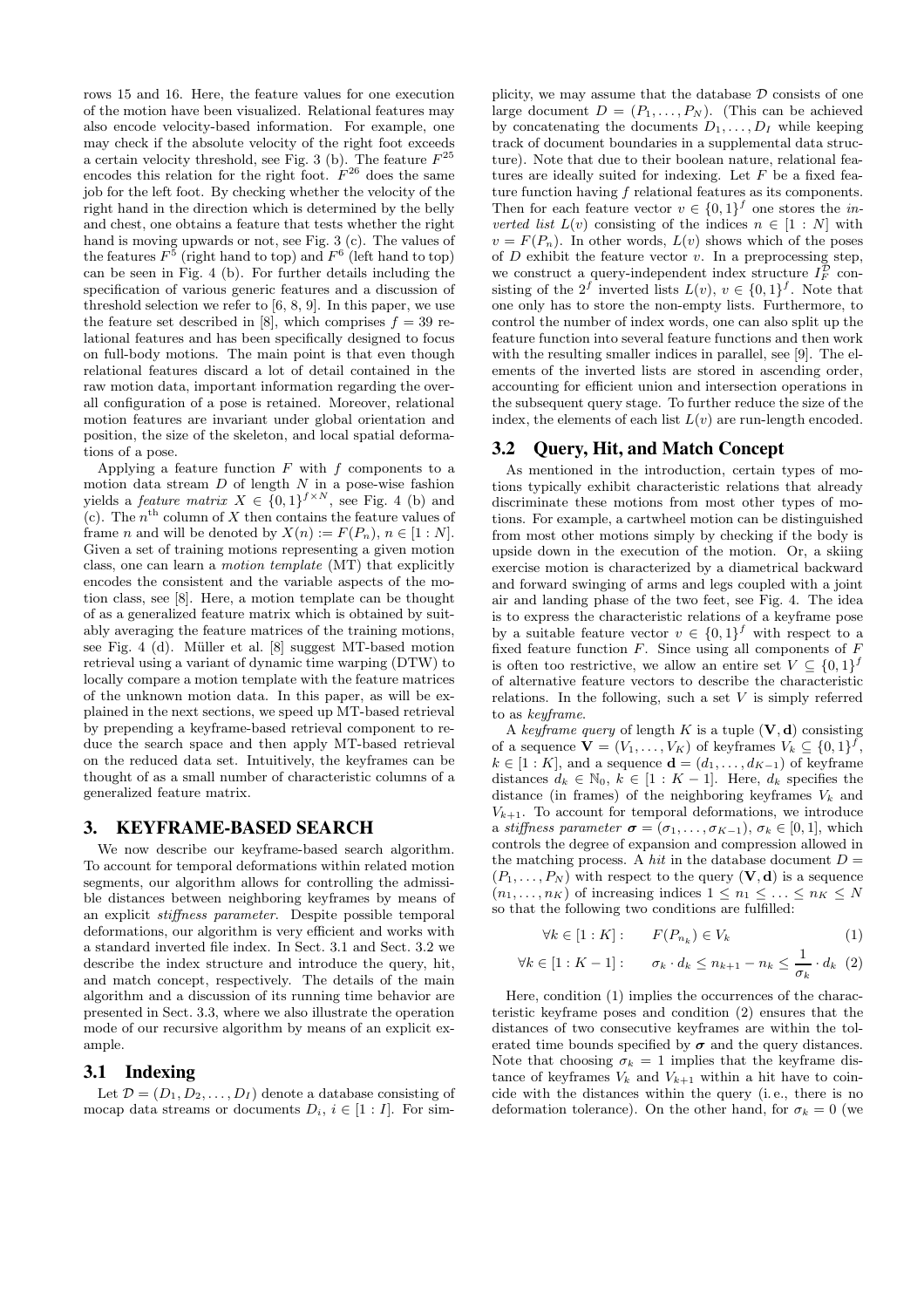rows 15 and 16. Here, the feature values for one execution of the motion have been visualized. Relational features may also encode velocity-based information. For example, one may check if the absolute velocity of the right foot exceeds a certain velocity threshold, see Fig. 3 (b). The feature $F^{25}$ encodes this relation for the right foot. $F^{26}$ does the same job for the left foot. By checking whether the velocity of the right hand in the direction which is determined by the belly and chest, one obtains a feature that tests whether the right hand is moving upwards or not, see Fig. 3 (c). The values of the features $F^5$ (right hand to top) and $F^6$ (left hand to top) can be seen in Fig. 4 (b). For further details including the specification of various generic features and a discussion of threshold selection we refer to [6, 8, 9]. In this paper, we use the feature set described in [8], which comprises $f = 39$ relational features and has been specifically designed to focus on full-body motions. The main point is that even though relational features discard a lot of detail contained in the raw motion data, important information regarding the overall configuration of a pose is retained. Moreover, relational motion features are invariant under global orientation and position, the size of the skeleton, and local spatial deformations of a pose.

Applying a feature function $F$ with $f$ components to a motion data stream $D$ of length $N$ in a pose-wise fashion yields a *feature matrix* $X \in \{0,1\}^{f \times N}$, see Fig. 4 (b) and (c). The $n^{\text{th}}$ column of $X$ then contains the feature values of frame $n$ and will be denoted by $X(n) := F(P_n)$, $n \in [1 : N]$. Given a set of training motions representing a given motion class, one can learn a *motion template* (MT) that explicitly encodes the consistent and the variable aspects of the motion class, see [8]. Here, a motion template can be thought of as a generalized feature matrix which is obtained by suitably averaging the feature matrices of the training motions, see Fig. 4 (d). Müller et al. [8] suggest MT-based motion retrieval using a variant of dynamic time warping (DTW) to locally compare a motion template with the feature matrices of the unknown motion data. In this paper, as will be explained in the next sections, we speed up MT-based retrieval by prepending a keyframe-based retrieval component to reduce the search space and then apply MT-based retrieval on the reduced data set. Intuitively, the keyframes can be thought of as a small number of characteristic columns of a generalized feature matrix.

# 3. KEYFRAME-BASED SEARCH

We now describe our keyframe-based search algorithm. To account for temporal deformations within related motion segments, our algorithm allows for controlling the admissible distances between neighboring keyframes by means of an explicit *stiffness parameter*. Despite possible temporal deformations, our algorithm is very efficient and works with a standard inverted file index. In Sect. 3.1 and Sect. 3.2 we describe the index structure and introduce the query, hit, and match concept, respectively. The details of the main algorithm and a discussion of its running time behavior are presented in Sect. 3.3, where we also illustrate the operation mode of our recursive algorithm by means of an explicit example.

## 3.1 Indexing

Let $\mathcal{D} = (D_1, D_2, \ldots, D_I)$ denote a database consisting of mocap data streams or documents $D_i$, $i \in [1 : I]$. For simplicity, we may assume that the database $\mathcal{D}$ consists of one large document $D = (P_1, \ldots, P_N)$. (This can be achieved by concatenating the documents $D_1, \ldots, D_I$ while keeping track of document boundaries in a supplemental data structure). Note that due to their boolean nature, relational features are ideally suited for indexing. Let $F$ be a fixed feature function having $f$ relational features as its components. Then for each feature vector $v \in \{0,1\}^f$ one stores the *inverted list* $L(v)$ consisting of the indices $n \in [1 : N]$ with $v = F(P_n)$. In other words, $L(v)$ shows which of the poses of $D$ exhibit the feature vector $v$. In a preprocessing step, we construct a query-independent index structure $I_F^{\mathcal{D}}$ consisting of the $2^f$ inverted lists $L(v)$, $v \in \{0,1\}^f$. Note that one only has to store the non-empty lists. Furthermore, to control the number of index words, one can also split up the feature function into several feature functions and then work with the resulting smaller indices in parallel, see [9]. The elements of the inverted lists are stored in ascending order, accounting for efficient union and intersection operations in the subsequent query stage. To further reduce the size of the index, the elements of each list $L(v)$ are run-length encoded.

## 3.2 Query, Hit, and Match Concept

As mentioned in the introduction, certain types of motions typically exhibit characteristic relations that already discriminate these motions from most other types of motions. For example, a cartwheel motion can be distinguished from most other motions simply by checking if the body is upside down in the execution of the motion. Or, a skiing exercise motion is characterized by a diametrical backward and forward swinging of arms and legs coupled with a joint air and landing phase of the two feet, see Fig. 4. The idea is to express the characteristic relations of a keyframe pose by a suitable feature vector $v \in \{0,1\}^f$ with respect to a fixed feature function $F$. Since using all components of $F$ is often too restrictive, we allow an entire set $V \subseteq \{0,1\}^f$ of alternative feature vectors to describe the characteristic relations. In the following, such a set $V$ is simply referred to as *keyframe*.

A *keyframe query* of length $K$ is a tuple $(\mathbf{V}, \mathbf{d})$ consisting of a sequence $\mathbf{V} = (V_1, \ldots, V_K)$ of keyframes $V_k \subseteq \{0,1\}^f$, $k \in [1 : K]$, and a sequence $\mathbf{d} = (d_1, \ldots, d_{K-1})$ of keyframe distances $d_k \in \mathbb{N}_0$, $k \in [1 : K-1]$. Here, $d_k$ specifies the distance (in frames) of the neighboring keyframes $V_k$ and $V_{k+1}$. To account for temporal deformations, we introduce a *stiffness parameter* $\boldsymbol{\sigma} = (\sigma_1, \ldots, \sigma_{K-1})$, $\sigma_k \in [0,1]$, which controls the degree of expansion and compression allowed in the matching process. A *hit* in the database document $D = (P_1, \ldots, P_N)$ with respect to the query $(\mathbf{V}, \mathbf{d})$ is a sequence $(n_1, \ldots, n_K)$ of increasing indices $1 \leq n_1 \leq \ldots \leq n_K \leq N$ so that the following two conditions are fulfilled:

$$\forall k \in [1 : K] : \qquad F(P_{n_k}) \in V_k \tag{1}$$

$$\forall k \in [1 : K-1] : \qquad \sigma_k \cdot d_k \leq n_{k+1} - n_k \leq \frac{1}{\sigma_k} \cdot d_k \tag{2}$$

Here, condition (1) implies the occurrences of the characteristic keyframe poses and condition (2) ensures that the distances of two consecutive keyframes are within the tolerated time bounds specified by $\boldsymbol{\sigma}$ and the query distances. Note that choosing $\sigma_k = 1$ implies that the keyframe distance of keyframes $V_k$ and $V_{k+1}$ within a hit have to coincide with the distances within the query (i. e., there is no deformation tolerance). On the other hand, for $\sigma_k = 0$ (we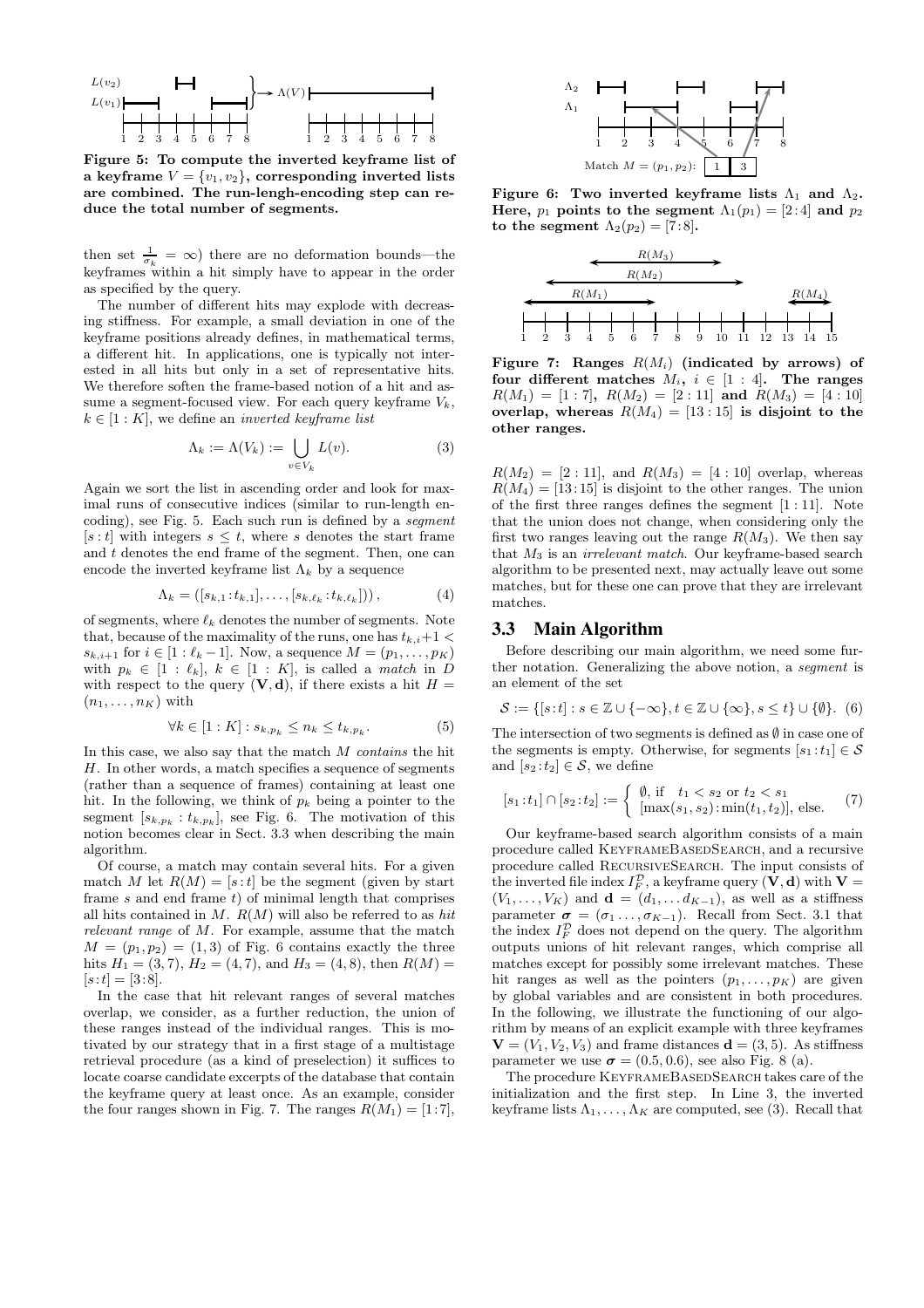Figure 5: To compute the inverted keyframe list of a keyframe $V = \{v_1, v_2\}$, corresponding inverted lists are combined. The run-lengh-encoding step can reduce the total number of segments.

then set $\frac{1}{\sigma_k} = \infty$) there are no deformation bounds—the keyframes within a hit simply have to appear in the order as specified by the query.

The number of different hits may explode with decreasing stiffness. For example, a small deviation in one of the keyframe positions already defines, in mathematical terms, a different hit. In applications, one is typically not interested in all hits but only in a set of representative hits. We therefore soften the frame-based notion of a hit and assume a segment-focused view. For each query keyframe $V_k$, $k \in [1:K]$, we define an *inverted keyframe list*

$$\Lambda_k := \Lambda(V_k) := \bigcup_{v \in V_k} L(v). \tag{3}$$

Again we sort the list in ascending order and look for maximal runs of consecutive indices (similar to run-length encoding), see Fig. 5. Each such run is defined by a *segment* $[s:t]$ with integers $s \leq t$, where $s$ denotes the start frame and $t$ denotes the end frame of the segment. Then, one can encode the inverted keyframe list $\Lambda_k$ by a sequence

$$\Lambda_k = ([s_{k,1}:t_{k,1}], \ldots, [s_{k,\ell_k}:t_{k,\ell_k}]), \tag{4}$$

of segments, where $\ell_k$ denotes the number of segments. Note that, because of the maximality of the runs, one has $t_{k,i}+1 < s_{k,i+1}$ for $i \in [1:\ell_k - 1]$. Now, a sequence $M = (p_1, \ldots, p_K)$ with $p_k \in [1:\ell_k]$, $k \in [1:K]$, is called a *match* in $D$ with respect to the query $(\mathbf{V}, \mathbf{d})$, if there exists a hit $H = (n_1, \ldots, n_K)$ with

$$\forall k \in [1:K] : s_{k,p_k} \leq n_k \leq t_{k,p_k}. \tag{5}$$

In this case, we also say that the match $M$ *contains* the hit $H$. In other words, a match specifies a sequence of segments (rather than a sequence of frames) containing at least one hit. In the following, we think of $p_k$ being a pointer to the segment $[s_{k,p_k}:t_{k,p_k}]$, see Fig. 6. The motivation of this notion becomes clear in Sect. 3.3 when describing the main algorithm.

Of course, a match may contain several hits. For a given match $M$ let $R(M) = [s:t]$ be the segment (given by start frame $s$ and end frame $t$) of minimal length that comprises all hits contained in $M$. $R(M)$ will also be referred to as *hit relevant range* of $M$. For example, assume that the match $M = (p_1, p_2) = (1, 3)$ of Fig. 6 contains exactly the three hits $H_1 = (3, 7)$, $H_2 = (4, 7)$, and $H_3 = (4, 8)$, then $R(M) = [s:t] = [3:8]$.

In the case that hit relevant ranges of several matches overlap, we consider, as a further reduction, the union of these ranges instead of the individual ranges. This is motivated by our strategy that in a first stage of a multistage retrieval procedure (as a kind of preselection) it suffices to locate coarse candidate excerpts of the database that contain the keyframe query at least once. As an example, consider the four ranges shown in Fig. 7. The ranges $R(M_1) = [1:7]$, $R(M_2) = [2:11]$, and $R(M_3) = [4:10]$ overlap, whereas $R(M_4) = [13:15]$ is disjoint to the other ranges. The union of the first three ranges defines the segment $[1:11]$. Note that the union does not change, when considering only the first two ranges leaving out the range $R(M_3)$. We then say that $M_3$ is an *irrelevant match*. Our keyframe-based search algorithm to be presented next, may actually leave out some matches, but for these one can prove that they are irrelevant matches.

Figure 6: Two inverted keyframe lists $\Lambda_1$ and $\Lambda_2$. Here, $p_1$ points to the segment $\Lambda_1(p_1) = [2:4]$ and $p_2$ to the segment $\Lambda_2(p_2) = [7:8]$.

Figure 7: Ranges $R(M_i)$ (indicated by arrows) of four different matches $M_i$, $i \in [1:4]$. The ranges $R(M_1) = [1:7]$, $R(M_2) = [2:11]$ and $R(M_3) = [4:10]$ overlap, whereas $R(M_4) = [13:15]$ is disjoint to the other ranges.

## 3.3 Main Algorithm

Before describing our main algorithm, we need some further notation. Generalizing the above notion, a *segment* is an element of the set

$$\mathcal{S} := \{[s:t] : s \in \mathbb{Z} \cup \{-\infty\}, t \in \mathbb{Z} \cup \{\infty\}, s \leq t\} \cup \{\emptyset\}. \tag{6}$$

The intersection of two segments is defined as $\emptyset$ in case one of the segments is empty. Otherwise, for segments $[s_1:t_1] \in \mathcal{S}$ and $[s_2:t_2] \in \mathcal{S}$, we define

$$[s_1:t_1] \cap [s_2:t_2] := \begin{cases} \emptyset, \text{ if } \quad t_1 < s_2 \text{ or } t_2 < s_1 \\ [\max(s_1, s_2):\min(t_1, t_2)], \text{ else.} \end{cases} \tag{7}$$

Our keyframe-based search algorithm consists of a main procedure called KeyframeBasedSearch, and a recursive procedure called RecursiveSearch. The input consists of the inverted file index $I_F^{\mathcal{D}}$, a keyframe query $(\mathbf{V}, \mathbf{d})$ with $\mathbf{V} = (V_1, \ldots, V_K)$ and $\mathbf{d} = (d_1, \ldots d_{K-1})$, as well as a stiffness parameter $\boldsymbol{\sigma} = (\sigma_1 \ldots, \sigma_{K-1})$. Recall from Sect. 3.1 that the index $I_F^{\mathcal{D}}$ does not depend on the query. The algorithm outputs unions of hit relevant ranges, which comprise all matches except for possibly some irrelevant matches. These hit ranges as well as the pointers $(p_1, \ldots, p_K)$ are given by global variables and are consistent in both procedures. In the following, we illustrate the functioning of our algorithm by means of an explicit example with three keyframes $\mathbf{V} = (V_1, V_2, V_3)$ and frame distances $\mathbf{d} = (3, 5)$. As stiffness parameter we use $\boldsymbol{\sigma} = (0.5, 0.6)$, see also Fig. 8 (a).

The procedure KeyframeBasedSearch takes care of the initialization and the first step. In Line 3, the inverted keyframe lists $\Lambda_1, \ldots, \Lambda_K$ are computed, see (3). Recall that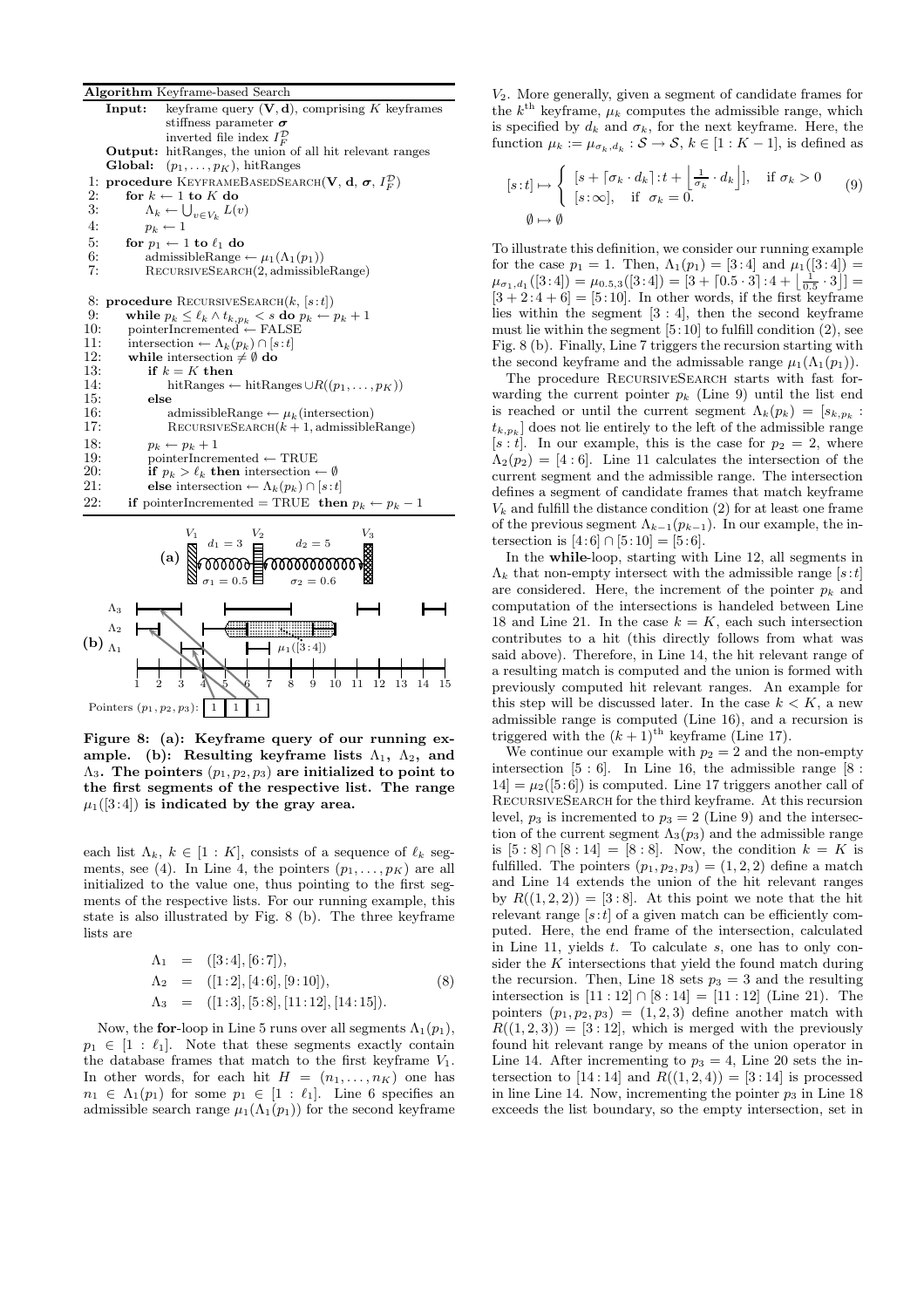**Algorithm** Keyframe-based Search

**Input:** keyframe query $(\mathbf{V}, \mathbf{d})$, comprising $K$ keyframes
stiffness parameter $\boldsymbol{\sigma}$
inverted file index $I_F^{\mathcal{D}}$

**Output:** hitRanges, the union of all hit relevant ranges

**Global:** $(p_1, \ldots, p_K)$, hitRanges

```
1:  procedure KeyframeBasedSearch(V, d, σ, I_F^D)
2:      for k ← 1 to K do
3:          Λ_k ← ⋃_{v∈V_k} L(v)
4:          p_k ← 1
5:      for p_1 ← 1 to ℓ_1 do
6:          admissibleRange ← μ_1(Λ_1(p_1))
7:          RecursiveSearch(2, admissibleRange)

8:  procedure RecursiveSearch(k, [s:t])
9:      while p_k ≤ ℓ_k ∧ t_{k,p_k} < s do p_k ← p_k + 1
10:     pointerIncremented ← FALSE
11:     intersection ← Λ_k(p_k) ∩ [s:t]
12:     while intersection ≠ ∅ do
13:         if k = K then
14:             hitRanges ← hitRanges ∪ R((p_1, ..., p_K))
15:         else
16:             admissibleRange ← μ_k(intersection)
17:             RecursiveSearch(k + 1, admissibleRange)
18:         p_k ← p_k + 1
19:         pointerIncremented ← TRUE
20:         if p_k > ℓ_k then intersection ← ∅
21:         else intersection ← Λ_k(p_k) ∩ [s:t]
22:     if pointerIncremented = TRUE then p_k ← p_k − 1
```

**Figure 8: (a): Keyframe query of our running example. (b): Resulting keyframe lists $\Lambda_1$, $\Lambda_2$, and $\Lambda_3$. The pointers $(p_1, p_2, p_3)$ are initialized to point to the first segments of the respective list. The range $\mu_1([3\!:\!4])$ is indicated by the gray area.**

each list $\Lambda_k$, $k \in [1 : K]$, consists of a sequence of $\ell_k$ segments, see (4). In Line 4, the pointers $(p_1, \ldots, p_K)$ are all initialized to the value one, thus pointing to the first segments of the respective lists. For our running example, this state is also illustrated by Fig. 8 (b). The three keyframe lists are

$$
\begin{aligned}
\Lambda_1 &= ([3\!:\!4], [6\!:\!7]), \\
\Lambda_2 &= ([1\!:\!2], [4\!:\!6], [9\!:\!10]), \\
\Lambda_3 &= ([1\!:\!3], [5\!:\!8], [11\!:\!12], [14\!:\!15]).
\end{aligned} \tag{8}
$$

Now, the **for**-loop in Line 5 runs over all segments $\Lambda_1(p_1)$, $p_1 \in [1 : \ell_1]$. Note that these segments exactly contain the database frames that match to the first keyframe $V_1$. In other words, for each hit $H = (n_1, \ldots, n_K)$ one has $n_1 \in \Lambda_1(p_1)$ for some $p_1 \in [1 : \ell_1]$. Line 6 specifies an admissible search range $\mu_1(\Lambda_1(p_1))$ for the second keyframe $V_2$. More generally, given a segment of candidate frames for the $k^{\text{th}}$ keyframe, $\mu_k$ computes the admissible range, which is specified by $d_k$ and $\sigma_k$, for the next keyframe. Here, the function $\mu_k := \mu_{\sigma_k, d_k} : \mathcal{S} \to \mathcal{S}$, $k \in [1 : K-1]$, is defined as

$$
\begin{aligned}
[s\!:\!t] &\mapsto \begin{cases} [s + \lceil \sigma_k \cdot d_k \rceil : t + \left\lfloor \frac{1}{\sigma_k} \cdot d_k \right\rfloor], & \text{if } \sigma_k > 0 \\ [s\!:\!\infty], & \text{if } \sigma_k = 0. \end{cases} \\
\emptyset &\mapsto \emptyset
\end{aligned} \tag{9}
$$

To illustrate this definition, we consider our running example for the case $p_1 = 1$. Then, $\Lambda_1(p_1) = [3\!:\!4]$ and $\mu_1([3\!:\!4]) = \mu_{\sigma_1, d_1}([3\!:\!4]) = \mu_{0.5,3}([3\!:\!4]) = [3 + \lceil 0.5 \cdot 3 \rceil : 4 + \left\lfloor \frac{1}{0.5} \cdot 3 \right\rfloor] = [3 + 2 : 4 + 6] = [5\!:\!10]$. In other words, if the first keyframe lies within the segment $[3 : 4]$, then the second keyframe must lie within the segment $[5\!:\!10]$ to fulfill condition (2), see Fig. 8 (b). Finally, Line 7 triggers the recursion starting with the second keyframe and the admissable range $\mu_1(\Lambda_1(p_1))$.

The procedure RecursiveSearch starts with fast forwarding the current pointer $p_k$ (Line 9) until the list end is reached or until the current segment $\Lambda_k(p_k) = [s_{k,p_k} : t_{k,p_k}]$ does not lie entirely to the left of the admissible range $[s : t]$. In our example, this is the case for $p_2 = 2$, where $\Lambda_2(p_2) = [4 : 6]$. Line 11 calculates the intersection of the current segment and the admissible range. The intersection defines a segment of candidate frames that match keyframe $V_k$ and fulfill the distance condition (2) for at least one frame of the previous segment $\Lambda_{k-1}(p_{k-1})$. In our example, the intersection is $[4\!:\!6] \cap [5\!:\!10] = [5\!:\!6]$.

In the **while**-loop, starting with Line 12, all segments in $\Lambda_k$ that non-empty intersect with the admissible range $[s\!:\!t]$ are considered. Here, the increment of the pointer $p_k$ and computation of the intersections is handeled between Line 18 and Line 21. In the case $k = K$, each such intersection contributes to a hit (this directly follows from what was said above). Therefore, in Line 14, the hit relevant range of a resulting match is computed and the union is formed with previously computed hit relevant ranges. An example for this step will be discussed later. In the case $k < K$, a new admissible range is computed (Line 16), and a recursion is triggered with the $(k + 1)^{\text{th}}$ keyframe (Line 17).

We continue our example with $p_2 = 2$ and the non-empty intersection $[5 : 6]$. In Line 16, the admissible range $[8 : 14] = \mu_2([5\!:\!6])$ is computed. Line 17 triggers another call of RecursiveSearch for the third keyframe. At this recursion level, $p_3$ is incremented to $p_3 = 2$ (Line 9) and the intersection of the current segment $\Lambda_3(p_3)$ and the admissible range is $[5 : 8] \cap [8 : 14] = [8 : 8]$. Now, the condition $k = K$ is fulfilled. The pointers $(p_1, p_2, p_3) = (1, 2, 2)$ define a match and Line 14 extends the union of the hit relevant ranges by $R((1, 2, 2)) = [3\!:\!8]$. At this point we note that the hit relevant range $[s\!:\!t]$ of a given match can be efficiently computed. Here, the end frame of the intersection, calculated in Line 11, yields $t$. To calculate $s$, one has to only consider the $K$ intersections that yield the found match during the recursion. Then, Line 18 sets $p_3 = 3$ and the resulting intersection is $[11 : 12] \cap [8 : 14] = [11 : 12]$ (Line 21). The pointers $(p_1, p_2, p_3) = (1, 2, 3)$ define another match with $R((1, 2, 3)) = [3 : 12]$, which is merged with the previously found hit relevant range by means of the union operator in Line 14. After incrementing to $p_3 = 4$, Line 20 sets the intersection to $[14 : 14]$ and $R((1, 2, 4)) = [3 : 14]$ is processed in line Line 14. Now, incrementing the pointer $p_3$ in Line 18 exceeds the list boundary, so the empty intersection, set in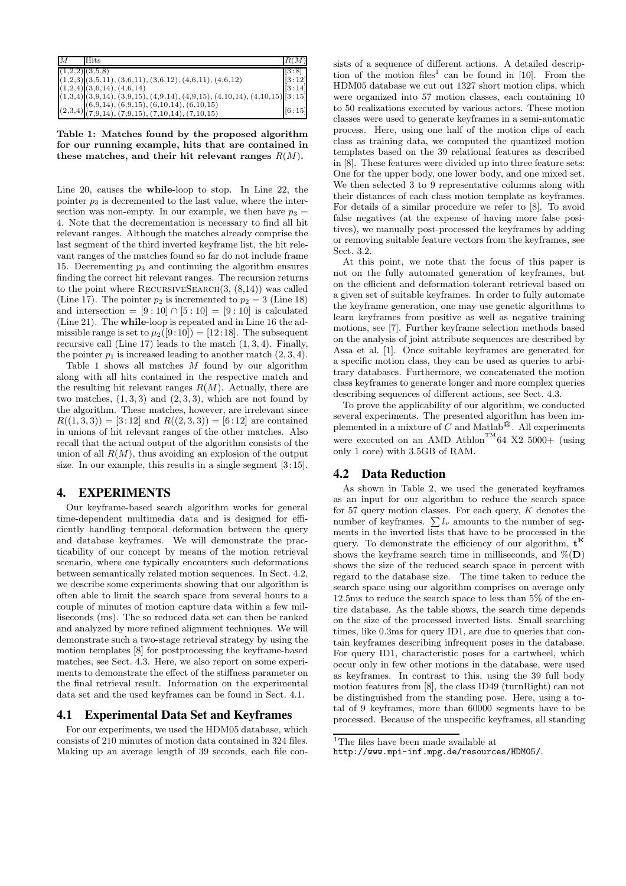| $M$ | Hits | $R(M)$ |
|---|---|---|
| (1,2,2) | (3,5,8) | [3:8] |
| (1,2,3) | (3,5,11), (3,6,11), (3,6,12), (4,6,11), (4,6,12) | [3:12] |
| (1,2,4) | (3,6,14), (4,6,14) | [3:14] |
| (1,3,4) | (3,9,14), (3,9,15), (4,9,14), (4,9,15), (4,10,14), (4,10,15) | [3:15] |
| (2,3,4) | (6,9,14), (6,9,15), (6,10,14), (6,10,15) (7,9,14), (7,9,15), (7,10,14), (7,10,15) | [6:15] |

**Table 1: Matches found by the proposed algorithm for our running example, hits that are contained in these matches, and their hit relevant ranges $R(M)$.**

Line 20, causes the **while**-loop to stop. In Line 22, the pointer $p_3$ is decremented to the last value, where the intersection was non-empty. In our example, we then have $p_3 = 4$. Note that the decrementation is necessary to find all hit relevant ranges. Although the matches already comprise the last segment of the third inverted keyframe list, the hit relevant ranges of the matches found so far do not include frame 15. Decrementing $p_3$ and continuing the algorithm ensures finding the correct hit relevant ranges. The recursion returns to the point where RecursiveSearch(3, (8,14)) was called (Line 17). The pointer $p_2$ is incremented to $p_2 = 3$ (Line 18) and intersection = $[9:10] \cap [5:10] = [9:10]$ is calculated (Line 21). The **while**-loop is repeated and in Line 16 the admissible range is set to $\mu_2([9:10]) = [12:18]$. The subsequent recursive call (Line 17) leads to the match $(1,3,4)$. Finally, the pointer $p_1$ is increased leading to another match $(2,3,4)$.

Table 1 shows all matches $M$ found by our algorithm along with all hits contained in the respective match and the resulting hit relevant ranges $R(M)$. Actually, there are two matches, $(1,3,3)$ and $(2,3,3)$, which are not found by the algorithm. These matches, however, are irrelevant since $R((1,3,3)) = [3:12]$ and $R((2,3,3)) = [6:12]$ are contained in unions of hit relevant ranges of the other matches. Also recall that the actual output of the algorithm consists of the union of all $R(M)$, thus avoiding an explosion of the output size. In our example, this results in a single segment $[3:15]$.

## 4. EXPERIMENTS

Our keyframe-based search algorithm works for general time-dependent multimedia data and is designed for efficiently handling temporal deformation between the query and database keyframes. We will demonstrate the practicability of our concept by means of the motion retrieval scenario, where one typically encounters such deformations between semantically related motion sequences. In Sect. 4.2, we describe some experiments showing that our algorithm is often able to limit the search space from several hours to a couple of minutes of motion capture data within a few milliseconds (ms). The so reduced data set can then be ranked and analyzed by more refined alignment techniques. We will demonstrate such a two-stage retrieval strategy by using the motion templates [8] for postprocessing the keyframe-based matches, see Sect. 4.3. Here, we also report on some experiments to demonstrate the effect of the stiffness parameter on the final retrieval result. Information on the experimental data set and the used keyframes can be found in Sect. 4.1.

### 4.1 Experimental Data Set and Keyframes

For our experiments, we used the HDM05 database, which consists of 210 minutes of motion data contained in 324 files. Making up an average length of 39 seconds, each file consists of a sequence of different actions. A detailed description of the motion files[1] can be found in [10]. From the HDM05 database we cut out 1327 short motion clips, which were organized into 57 motion classes, each containing 10 to 50 realizations executed by various actors. These motion classes were used to generate keyframes in a semi-automatic process. Here, using one half of the motion clips of each class as training data, we computed the quantized motion templates based on the 39 relational features as described in [8]. These features were divided up into three feature sets: One for the upper body, one lower body, and one mixed set. We then selected 3 to 9 representative columns along with their distances of each class motion template as keyframes. For details of a similar procedure we refer to [8]. To avoid false negatives (at the expense of having more false positives), we manually post-processed the keyframes by adding or removing suitable feature vectors from the keyframes, see Sect. 3.2.

At this point, we note that the focus of this paper is not on the fully automated generation of keyframes, but on the efficient and deformation-tolerant retrieval based on a given set of suitable keyframes. In order to fully automate the keyframe generation, one may use genetic algorithms to learn keyframes from positive as well as negative training motions, see [7]. Further keyframe selection methods based on the analysis of joint attribute sequences are described by Assa et al. [1]. Once suitable keyframes are generated for a specific motion class, they can be used as queries to arbitrary databases. Furthermore, we concatenated the motion class keyframes to generate longer and more complex queries describing sequences of different actions, see Sect. 4.3.

To prove the applicability of our algorithm, we conducted several experiments. The presented algorithm has been implemented in a mixture of $C$ and Matlab®. All experiments were executed on an AMD Athlon™ 64 X2 5000+ (using only 1 core) with 3.5GB of RAM.

### 4.2 Data Reduction

As shown in Table 2, we used the generated keyframes as an input for our algorithm to reduce the search space for 57 query motion classes. For each query, $K$ denotes the number of keyframes. $\sum l_v$ amounts to the number of segments in the inverted lists that have to be processed in the query. To demonstrate the efficiency of our algorithm, $\mathbf{t^K}$ shows the keyframe search time in milliseconds, and $\%(\mathbf{D})$ shows the size of the reduced search space in percent with regard to the database size. The time taken to reduce the search space using our algorithm comprises on average only 12.5ms to reduce the search space to less than 5% of the entire database. As the table shows, the search time depends on the size of the processed inverted lists. Small searching times, like 0.3ms for query ID1, are due to queries that contain keyframes describing infrequent poses in the database. For query ID1, characteristic poses for a cartwheel, which occur only in few other motions in the database, were used as keyframes. In contrast to this, using the 39 full body motion features from [8], the class ID49 (turnRight) can not be distinguished from the standing pose. Here, using a total of 9 keyframes, more than 60000 segments have to be processed. Because of the unspecific keyframes, all standing

[1] The files have been made available at http://www.mpi-inf.mpg.de/resources/HDM05/.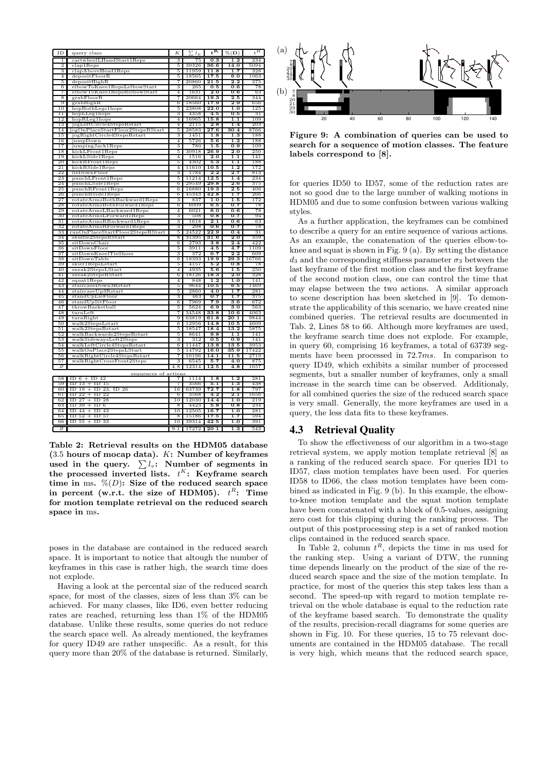| ID | query class | $K$ | $\sum l_v$ | $t^K$ | %(D) | $t^R$ |
|---|---|---|---|---|---|---|
| 1 | cartwheelLHandStart1Reps | 3 | 75 | 0.3 | 1.2 | 234 |
| 2 | clap1Reps | 5 | 39326 | 36.6 | 14.0 | 5094 |
| 3 | clapAboveHead1Reps | 5 | 11959 | 11.8 | 1.7 | 328 |
| 4 | depositFloorR | 5 | 18565 | 17.5 | 6.0 | 1063 |
| 5 | depositHighR | 7 | 20860 | 21.5 | 2.2 | 375 |
| 6 | elbowToKnee1RepsLelbowStart | 3 | 265 | 0.5 | 0.6 | 78 |
| 7 | elbowToKnee1RepsRelbowStart | 4 | 1631 | 2.0 | 0.6 | 63 |
| 8 | grabFloorR | 7 | 20664 | 19.3 | 2.5 | 344 |
| 9 | grabHighR | 6 | 18560 | 17.9 | 2.9 | 656 |
| 10 | hopBothLegs1hops | 5 | 23808 | 22.0 | 1.0 | 125 |
| 11 | hopLLeg1hops | 3 | 4358 | 4.5 | 0.5 | 31 |
| 12 | hopRLeg1hops | 4 | 16965 | 15.8 | 1.1 | 109 |
| 13 | jogLeftCircle4StepsRstart | 4 | 2115 | 2.8 | 1.4 | 203 |
| 14 | jogOnPlaceStartFloor2StepsRStart | 5 | 28583 | 27.6 | 30.4 | 8766 |
| 15 | jogRightCircle4StepsRstart | 3 | 1451 | 1.8 | 1.3 | 188 |
| 16 | jumpDown | 4 | 5726 | 5.6 | 1.2 | 188 |
| 17 | jumpingJack1Reps | 3 | 780 | 1.5 | 0.9 | 109 |
| 18 | kickLFront1Reps | 5 | 30918 | 26.9 | 2.0 | 250 |
| 19 | kickLSide1Reps | 4 | 1516 | 2.0 | 1.1 | 141 |
| 20 | kickRFront1Reps | 5 | 4302 | 5.3 | 1.1 | 188 |
| 21 | kickRSide1Reps | 4 | 11610 | 10.5 | 1.2 | 172 |
| 22 | lieDownFloor | 3 | 1784 | 2.2 | 2.7 | 813 |
| 23 | punchLFront1Reps | 5 | 11214 | 12.5 | 1.4 | 234 |
| 24 | punchLSide1Reps | 6 | 29549 | 29.8 | 2.6 | 375 |
| 25 | punchRFront1Reps | 6 | 16880 | 19.3 | 2.5 | 406 |
| 26 | punchRSide1Reps | 6 | 45343 | 42.8 | 1.7 | 266 |
| 27 | rotateArmsBothBackward1Reps | 3 | 837 | 1.0 | 1.5 | 172 |
| 28 | rotateArmsBothForward1Reps | 6 | 6009 | 6.5 | 0.7 | 78 |
| 29 | rotateArmsLBackward1Reps | 4 | 6021 | 6.0 | 0.6 | 78 |
| 30 | rotateArmsLForward1Reps | 3 | 508 | 0.8 | 0.7 | 94 |
| 31 | rotateArmsRBackward1Reps | 3 | 1618 | 2.1 | 0.6 | 63 |
| 32 | rotateArmsRForward1Reps | 3 | 298 | 0.6 | 0.7 | 78 |
| 33 | runOnPlaceStartFloor2StepsRStart | 5 | 24522 | 22.9 | 0.4 | 31 |
| 34 | shuffle2StepsRStart | 8 | 31395 | 31.6 | 2.0 | 359 |
| 35 | sitDownChair | 6 | 2793 | 3.6 | 2.4 | 422 |
| 36 | sitDownFloor | 5 | 3911 | 4.5 | 4.7 | 1109 |
| 37 | sitDownKneelTieShoes | 3 | 372 | 0.7 | 2.2 | 609 |
| 38 | sitDownTable | 6 | 18393 | 19.9 | 29.3 | 16766 |
| 39 | skier1RepsLstart | 5 | 4157 | 5.2 | 0.8 | 78 |
| 40 | sneak2StepsLStart | 4 | 4935 | 5.6 | 1.5 | 250 |
| 41 | sneak2StepsRStart | 6 | 18126 | 18.3 | 2.0 | 328 |
| 42 | squat1Reps | 4 | 848 | 1.2 | 1.0 | 141 |
| 43 | staircaseDown3Rstart | 5 | 9644 | 10.5 | 6.5 | 1469 |
| 44 | staircaseUp3Rstart | 5 | 2860 | 4.0 | 1.7 | 281 |
| 45 | standUpLieFloor | 3 | 463 | 0.7 | 1.7 | 375 |
| 46 | standUpSitFloor | 6 | 7969 | 7.9 | 3.6 | 672 |
| 47 | throwBasketball | 5 | 5624 | 6.9 | 3.0 | 563 |
| 48 | turnLeft | 7 | 34548 | 33.8 | 10.6 | 4063 |
| 49 | turnRight | 9 | 63819 | 61.8 | 20.1 | 9844 |
| 50 | walk2StepsLstart | 6 | 12956 | 14.8 | 10.5 | 4609 |
| 51 | walk2StepsRstart | 5 | 18547 | 18.4 | 13.2 | 5875 |
| 52 | walkBackwards2StepsRstart | 5 | 8641 | 9.8 | 1.1 | 141 |
| 53 | walkSidewaysLeft2Steps | 3 | 312 | 0.5 | 0.9 | 141 |
| 54 | walkLeftCircle4StepsRstart | 6 | 11447 | 13.8 | 13.5 | 3953 |
| 55 | walkOnPlace2StepsLStart | 5 | 14792 | 16.0 | 35.9 | 17422 |
| 56 | walkRightCircle4StepsRstart | 7 | 10196 | 14.1 | 11.5 | 2719 |
| 57 | walkRightCrossFront2Steps | 3 | 6545 | 5.7 | 4.0 | 875 |
| ∅ | | 4.8 | 12314 | 12.5 | 4.8 | 1657 |
| | sequences of actions | | | | | |
| 58 | ID 6 + ID 42 | 7 | 1114 | 1.8 | 1.2 | 281 |
| 59 | ID 13 + ID 15 | 7 | 3566 | 5.1 | 1.3 | 438 |
| 60 | ID 19 + ID 23, ID 26 | 16 | 63739 | 72.7 | 1.8 | 797 |
| 61 | ID 22 + ID 22 | 6 | 3568 | 4.2 | 2.1 | 1656 |
| 62 | ID 27 + ID 28 | 10 | 12030 | 14.4 | 1.0 | 219 |
| 63 | ID 39 + ID 6 | 8 | 4423 | 5.8 | 0.8 | 234 |
| 64 | ID 44 + ID 43 | 10 | 12505 | 16.7 | 1.0 | 281 |
| 65 | ID 52 + ID 57 | 8 | 15186 | 17.5 | 1.76 | 594 |
| 66 | ID 55 + ID 33 | 10 | 39314 | 42.5 | 1.0 | 391 |
| ∅ | | 9.1 | 17272 | 20.1 | 1.3 | 543 |

**Table 2: Retrieval results on the HDM05 database (3.5 hours of mocap data). $K$: Number of keyframes used in the query. $\sum l_v$: Number of segments in the processed inverted lists. $t^K$: Keyframe search time in ms. %(D): Size of the reduced search space in percent (w.r.t. the size of HDM05). $t^R$: Time for motion template retrieval on the reduced search space in ms.**

poses in the database are contained in the reduced search space. It is important to notice that altough the number of keyframes in this case is rather high, the search time does not explode.

Having a look at the percental size of the reduced search space, for most of the classes, sizes of less than 3% can be achieved. For many classes, like ID6, even better reducing rates are reached, returning less than 1% of the HDM05 database. Unlike these results, some queries do not reduce the search space well. As already mentioned, the keyframes for query ID49 are rather unspecific. As a result, for this query more than 20% of the database is returned. Similarly, for queries ID50 to ID57, some of the reduction rates are not so good due to the large number of walking motions in HDM05 and due to some confusion between various walking styles.

As a further application, the keyframes can be combined to describe a query for an entire sequence of various actions. As an example, the conatenation of the queries elbow-to-knee and squat is shown in Fig. 9 (a). By setting the distance $d_3$ and the corresponding stiffness parameter $\sigma_3$ between the last keyframe of the first motion class and the first keyframe of the second motion class, one can control the time that may elapse between the two actions. A similar approach to scene description has been sketched in [9]. To demonstrate the applicability of this scenario, we have created nine combined queries. The retrieval results are documented in Tab. 2, Lines 58 to 66. Although more keyframes are used, the keyframe search time does not explode. For example, in query 60, comprising 16 keyframes, a total of 63739 segments have been processed in 72.7$ms$. In comparison to query ID49, which exhibits a similar number of processed segments, but a smaller number of keyframes, only a small increase in the search time can be observed. Additionaly, for all combined queries the size of the reduced search space is very small. Generally, the more keyframes are used in a query, the less data fits to these keyframes.

**Figure 9: A combination of queries can be used to search for a sequence of motion classes. The feature labels correspond to [8].**

## 4.3 Retrieval Quality

To show the effectiveness of our algorithm in a two-stage retrieval system, we apply motion template retrieval [8] as a ranking of the reduced search space. For queries ID1 to ID57, class motion templates have been used. For queries ID58 to ID66, the class motion templates have been combined as indicated in Fig. 9 (b). In this example, the elbow-to-knee motion template and the squat motion template have been concatenated with a block of 0.5-values, assigning zero cost for this clipping during the ranking process. The output of this postprocessing step is a set of ranked motion clips contained in the reduced search space.

In Table 2, column $t^R$, depicts the time in ms used for the ranking step. Using a variant of DTW, the running time depends linearly on the product of the size of the reduced search space and the size of the motion template. In practice, for most of the queries this step takes less than a second. The speed-up with regard to motion template retrieval on the whole database is equal to the reduction rate of the keyframe based search. To demonstrate the quality of the results, precision-recall diagrams for some queries are shown in Fig. 10. For these queries, 15 to 75 relevant documents are contained in the HDM05 database. The recall is very high, which means that the reduced search space,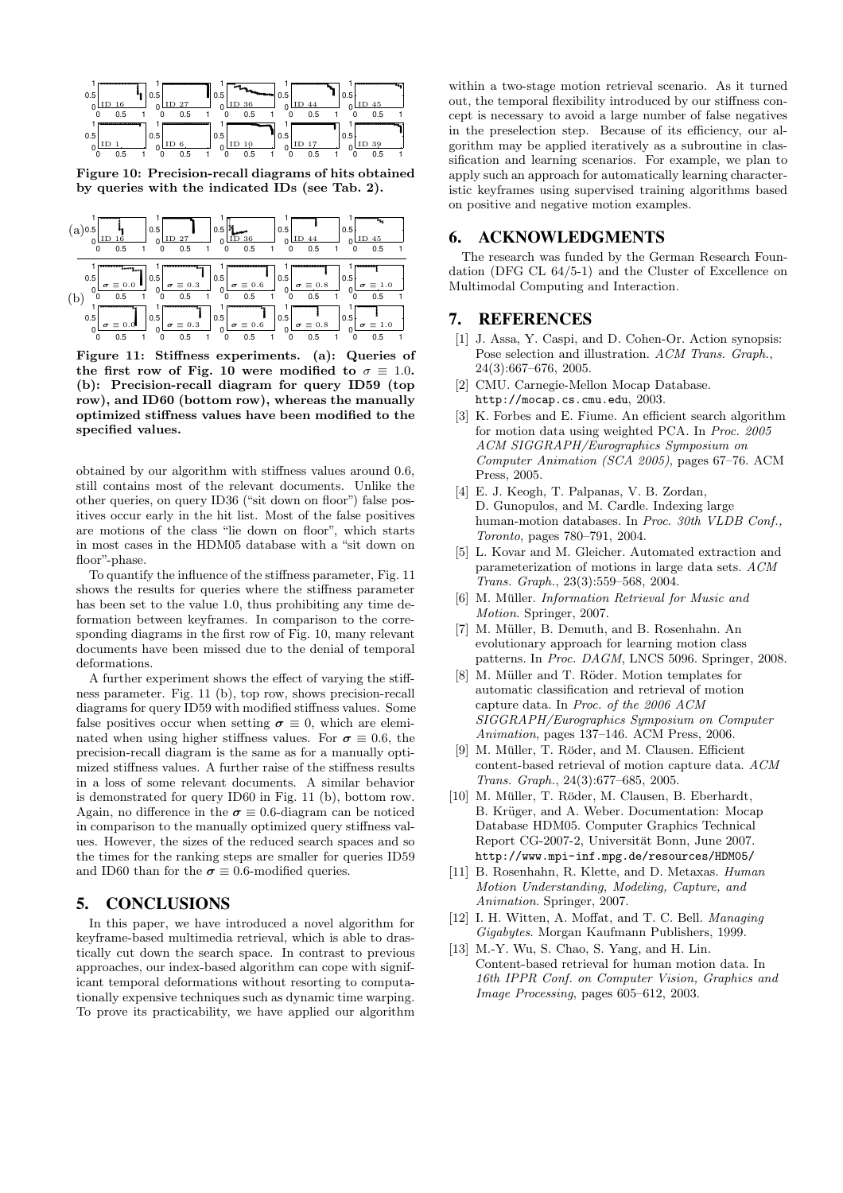1
0.5
0
ID 16
0 0.5 1

1
0.5
0
ID 27
0 0.5 1

1
0.5
0
ID 36
0 0.5 1

1
0.5
0
ID 44
0 0.5 1

1
0.5
0
ID 45
0 0.5 1

1
0.5
0
ID 1
0 0.5 1

1
0.5
0
ID 6
0 0.5 1

1
0.5
0
ID 10
0 0.5 1

1
0.5
0
ID 17
0 0.5 1

1
0.5
0
ID 39
0 0.5 1

**Figure 10: Precision-recall diagrams of hits obtained by queries with the indicated IDs (see Tab. 2).**

(a)

1
0.5
0
ID 16
0 0.5 1

1
0.5
0
ID 27
0 0.5 1

1
0.5
0
ID 36
0 0.5 1

1
0.5
0
ID 44
0 0.5 1

1
0.5
0
ID 45
0 0.5 1

(b)

1
0.5
0
$\sigma \equiv 0.0$
0 0.5 1

1
0.5
0
$\sigma \equiv 0.3$
0 0.5 1

1
0.5
0
$\sigma \equiv 0.6$
0 0.5 1

1
0.5
0
$\sigma \equiv 0.8$
0 0.5 1

1
0.5
0
$\sigma \equiv 1.0$
0 0.5 1

1
0.5
0
$\sigma \equiv 0.0$
0 0.5 1

1
0.5
0
$\sigma \equiv 0.3$
0 0.5 1

1
0.5
0
$\sigma \equiv 0.6$
0 0.5 1

1
0.5
0
$\sigma \equiv 0.8$
0 0.5 1

1
0.5
0
$\sigma \equiv 1.0$
0 0.5 1

**Figure 11: Stiffness experiments. (a): Queries of the first row of Fig. 10 were modified to $\sigma \equiv 1.0$. (b): Precision-recall diagram for query ID59 (top row), and ID60 (bottom row), whereas the manually optimized stiffness values have been modified to the specified values.**

obtained by our algorithm with stiffness values around 0.6, still contains most of the relevant documents. Unlike the other queries, on query ID36 ("sit down on floor") false positives occur early in the hit list. Most of the false positives are motions of the class "lie down on floor", which starts in most cases in the HDM05 database with a "sit down on floor"-phase.

To quantify the influence of the stiffness parameter, Fig. 11 shows the results for queries where the stiffness parameter has been set to the value 1.0, thus prohibiting any time deformation between keyframes. In comparison to the corresponding diagrams in the first row of Fig. 10, many relevant documents have been missed due to the denial of temporal deformations.

A further experiment shows the effect of varying the stiffness parameter. Fig. 11 (b), top row, shows precision-recall diagrams for query ID59 with modified stiffness values. Some false positives occur when setting $\boldsymbol{\sigma} \equiv 0$, which are eleminated when using higher stiffness values. For $\boldsymbol{\sigma} \equiv 0.6$, the precision-recall diagram is the same as for a manually optimized stiffness values. A further raise of the stiffness results in a loss of some relevant documents. A similar behavior is demonstrated for query ID60 in Fig. 11 (b), bottom row. Again, no difference in the $\boldsymbol{\sigma} \equiv 0.6$-diagram can be noticed in comparison to the manually optimized query stiffness values. However, the sizes of the reduced search spaces and so the times for the ranking steps are smaller for queries ID59 and ID60 than for the $\boldsymbol{\sigma} \equiv 0.6$-modified queries.

## 5. CONCLUSIONS

In this paper, we have introduced a novel algorithm for keyframe-based multimedia retrieval, which is able to drastically cut down the search space. In contrast to previous approaches, our index-based algorithm can cope with significant temporal deformations without resorting to computationally expensive techniques such as dynamic time warping. To prove its practicability, we have applied our algorithm within a two-stage motion retrieval scenario. As it turned out, the temporal flexibility introduced by our stiffness concept is necessary to avoid a large number of false negatives in the preselection step. Because of its efficiency, our algorithm may be applied iteratively as a subroutine in classification and learning scenarios. For example, we plan to apply such an approach for automatically learning characteristic keyframes using supervised training algorithms based on positive and negative motion examples.

## 6. ACKNOWLEDGMENTS

The research was funded by the German Research Foundation (DFG CL 64/5-1) and the Cluster of Excellence on Multimodal Computing and Interaction.

## 7. REFERENCES

[1] J. Assa, Y. Caspi, and D. Cohen-Or. Action synopsis: Pose selection and illustration. *ACM Trans. Graph.*, 24(3):667–676, 2005.

[2] CMU. Carnegie-Mellon Mocap Database. http://mocap.cs.cmu.edu, 2003.

[3] K. Forbes and E. Fiume. An efficient search algorithm for motion data using weighted PCA. In *Proc. 2005 ACM SIGGRAPH/Eurographics Symposium on Computer Animation (SCA 2005)*, pages 67–76. ACM Press, 2005.

[4] E. J. Keogh, T. Palpanas, V. B. Zordan, D. Gunopulos, and M. Cardle. Indexing large human-motion databases. In *Proc. 30th VLDB Conf., Toronto*, pages 780–791, 2004.

[5] L. Kovar and M. Gleicher. Automated extraction and parameterization of motions in large data sets. *ACM Trans. Graph.*, 23(3):559–568, 2004.

[6] M. Müller. *Information Retrieval for Music and Motion*. Springer, 2007.

[7] M. Müller, B. Demuth, and B. Rosenhahn. An evolutionary approach for learning motion class patterns. In *Proc. DAGM*, LNCS 5096. Springer, 2008.

[8] M. Müller and T. Röder. Motion templates for automatic classification and retrieval of motion capture data. In *Proc. of the 2006 ACM SIGGRAPH/Eurographics Symposium on Computer Animation*, pages 137–146. ACM Press, 2006.

[9] M. Müller, T. Röder, and M. Clausen. Efficient content-based retrieval of motion capture data. *ACM Trans. Graph.*, 24(3):677–685, 2005.

[10] M. Müller, T. Röder, M. Clausen, B. Eberhardt, B. Krüger, and A. Weber. Documentation: Mocap Database HDM05. Computer Graphics Technical Report CG-2007-2, Universität Bonn, June 2007. http://www.mpi-inf.mpg.de/resources/HDM05/

[11] B. Rosenhahn, R. Klette, and D. Metaxas. *Human Motion Understanding, Modeling, Capture, and Animation*. Springer, 2007.

[12] I. H. Witten, A. Moffat, and T. C. Bell. *Managing Gigabytes*. Morgan Kaufmann Publishers, 1999.

[13] M.-Y. Wu, S. Chao, S. Yang, and H. Lin. Content-based retrieval for human motion data. In *16th IPPR Conf. on Computer Vision, Graphics and Image Processing*, pages 605–612, 2003.